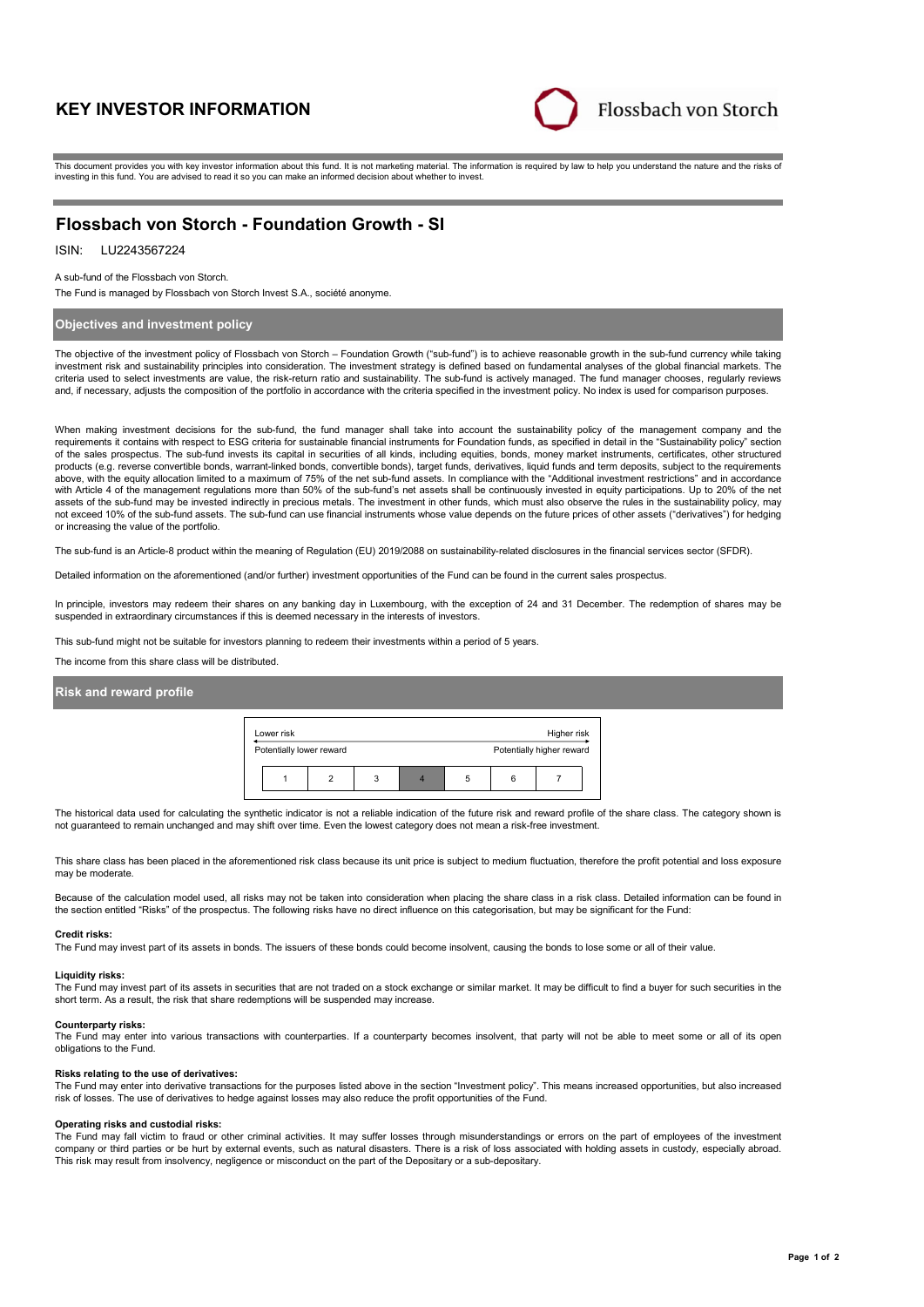# KEY INVESTOR INFORMATION

Flossbach von Storch

This document provides you with key investor information about this fund. It is not marketing material. The information is required by law to help you understand the nature and the risks of investing in this fund. You are advised to read it so you can make an informed decision about whether to invest.

## Flossbach von Storch - Foundation Growth - SI

ISIN: LU2243567224

A sub-fund of the Flossbach von Storch.

The Fund is managed by Flossbach von Storch Invest S.A., société anonyme.

### Objectives and investment policy

The objective of the investment policy of Flossbach von Storch – Foundation Growth ("sub-fund") is to achieve reasonable growth in the sub-fund currency while taking investment risk and sustainability principles into consideration. The investment strategy is defined based on fundamental analyses of the global financial markets. The criteria used to select investments are value, the risk-return ratio and sustainability. The sub-fund is actively managed. The fund manager chooses, regularly reviews and, if necessary, adjusts the composition of the portfolio in accordance with the criteria specified in the investment policy. No index is used for comparison purposes.

When making investment decisions for the sub-fund, the fund manager shall take into account the sustainability policy of the management company and the requirements it contains with respect to ESG criteria for sustainable financial instruments for Foundation funds, as specified in detail in the "Sustainability policy" section of the sales prospectus. The sub-fund invests its capital in securities of all kinds, including equities, bonds, money market instruments, certificates, other structured products (e.g. reverse convertible bonds, warrant-linked bonds, convertible bonds), target funds, derivatives, liquid funds and term deposits, subject to the requirements above, with the equity allocation limited to a maximum of 75% of the net sub-fund assets. In compliance with the "Additional investment restrictions" and in accordance with Article 4 of the management regulations more than 50% of the sub-fund's net assets shall be continuously invested in equity participations. Up to 20% of the net assets of the sub-fund may be invested indirectly in precious metals. The investment in other funds, which must also observe the rules in the sustainability policy, may not exceed 10% of the sub-fund assets. The sub-fund can use financial instruments whose value depends on the future prices of other assets ("derivatives") for hedging or increasing the value of the portfolio.

The sub-fund is an Article-8 product within the meaning of Regulation (EU) 2019/2088 on sustainability-related disclosures in the financial services sector (SFDR).

Detailed information on the aforementioned (and/or further) investment opportunities of the Fund can be found in the current sales prospectus.

In principle, investors may redeem their shares on any banking day in Luxembourg, with the exception of 24 and 31 December. The redemption of shares may be suspended in extraordinary circumstances if this is deemed necessary in the interests of investors.

This sub-fund might not be suitable for investors planning to redeem their investments within a period of 5 years.

The income from this share class will be distributed.

### Risk and reward profile

| Lower risk | | | | | | Higher risk |
|---|---|---|---|---|---|---|
| Potentially lower reward | | | | | | Potentially higher reward |
| 1 | 2 | 3 | **4** | 5 | 6 | 7 |

The historical data used for calculating the synthetic indicator is not a reliable indication of the future risk and reward profile of the share class. The category shown is not guaranteed to remain unchanged and may shift over time. Even the lowest category does not mean a risk-free investment.

This share class has been placed in the aforementioned risk class because its unit price is subject to medium fluctuation, therefore the profit potential and loss exposure may be moderate.

Because of the calculation model used, all risks may not be taken into consideration when placing the share class in a risk class. Detailed information can be found in the section entitled "Risks" of the prospectus. The following risks have no direct influence on this categorisation, but may be significant for the Fund:

**Credit risks:**
The Fund may invest part of its assets in bonds. The issuers of these bonds could become insolvent, causing the bonds to lose some or all of their value.

**Liquidity risks:**
The Fund may invest part of its assets in securities that are not traded on a stock exchange or similar market. It may be difficult to find a buyer for such securities in the short term. As a result, the risk that share redemptions will be suspended may increase.

**Counterparty risks:**
The Fund may enter into various transactions with counterparties. If a counterparty becomes insolvent, that party will not be able to meet some or all of its open obligations to the Fund.

**Risks relating to the use of derivatives:**
The Fund may enter into derivative transactions for the purposes listed above in the section "Investment policy". This means increased opportunities, but also increased risk of losses. The use of derivatives to hedge against losses may also reduce the profit opportunities of the Fund.

**Operating risks and custodial risks:**
The Fund may fall victim to fraud or other criminal activities. It may suffer losses through misunderstandings or errors on the part of employees of the investment company or third parties or be hurt by external events, such as natural disasters. There is a risk of loss associated with holding assets in custody, especially abroad. This risk may result from insolvency, negligence or misconduct on the part of the Depositary or a sub-depositary.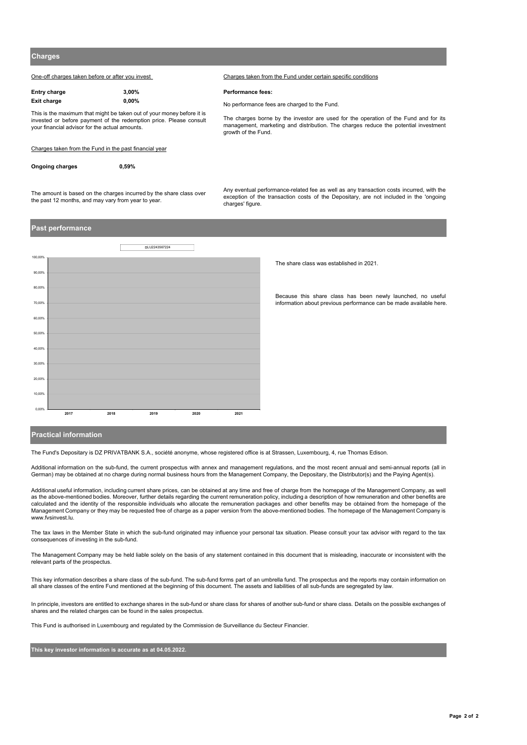## Charges

One-off charges taken before or after you invest

| | |
|---|---|
| **Entry charge** | **3,00%** |
| **Exit charge** | **0,00%** |

This is the maximum that might be taken out of your money before it is invested or before payment of the redemption price. Please consult your financial advisor for the actual amounts.

Charges taken from the Fund in the past financial year

| | |
|---|---|
| **Ongoing charges** | **0,59%** |

The amount is based on the charges incurred by the share class over the past 12 months, and may vary from year to year.

Charges taken from the Fund under certain specific conditions

**Performance fees:**

No performance fees are charged to the Fund.

The charges borne by the investor are used for the operation of the Fund and for its management, marketing and distribution. The charges reduce the potential investment growth of the Fund.

Any eventual performance-related fee as well as any transaction costs incurred, with the exception of the transaction costs of the Depositary, are not included in the 'ongoing charges' figure.

## Past performance

LU2243567224

100,00%
90,00%
80,00%
70,00%
60,00%
50,00%
40,00%
30,00%
20,00%
10,00%
0,00%

2017
2018
2019
2020
2021

The share class was established in 2021.

Because this share class has been newly launched, no useful information about previous performance can be made available here.

## Practical information

The Fund's Depositary is DZ PRIVATBANK S.A., société anonyme, whose registered office is at Strassen, Luxembourg, 4, rue Thomas Edison.

Additional information on the sub-fund, the current prospectus with annex and management regulations, and the most recent annual and semi-annual reports (all in German) may be obtained at no charge during normal business hours from the Management Company, the Depositary, the Distributor(s) and the Paying Agent(s).

Additional useful information, including current share prices, can be obtained at any time and free of charge from the homepage of the Management Company, as well as the above-mentioned bodies. Moreover, further details regarding the current remuneration policy, including a description of how remuneration and other benefits are calculated and the identity of the responsible individuals who allocate the remuneration packages and other benefits may be obtained from the homepage of the Management Company or they may be requested free of charge as a paper version from the above-mentioned bodies. The homepage of the Management Company is www.fvsinvest.lu.

The tax laws in the Member State in which the sub-fund originated may influence your personal tax situation. Please consult your tax advisor with regard to the tax consequences of investing in the sub-fund.

The Management Company may be held liable solely on the basis of any statement contained in this document that is misleading, inaccurate or inconsistent with the relevant parts of the prospectus.

This key information describes a share class of the sub-fund. The sub-fund forms part of an umbrella fund. The prospectus and the reports may contain information on all share classes of the entire Fund mentioned at the beginning of this document. The assets and liabilities of all sub-funds are segregated by law.

In principle, investors are entitled to exchange shares in the sub-fund or share class for shares of another sub-fund or share class. Details on the possible exchanges of shares and the related charges can be found in the sales prospectus.

This Fund is authorised in Luxembourg and regulated by the Commission de Surveillance du Secteur Financier.

**This key investor information is accurate as at 04.05.2022.**